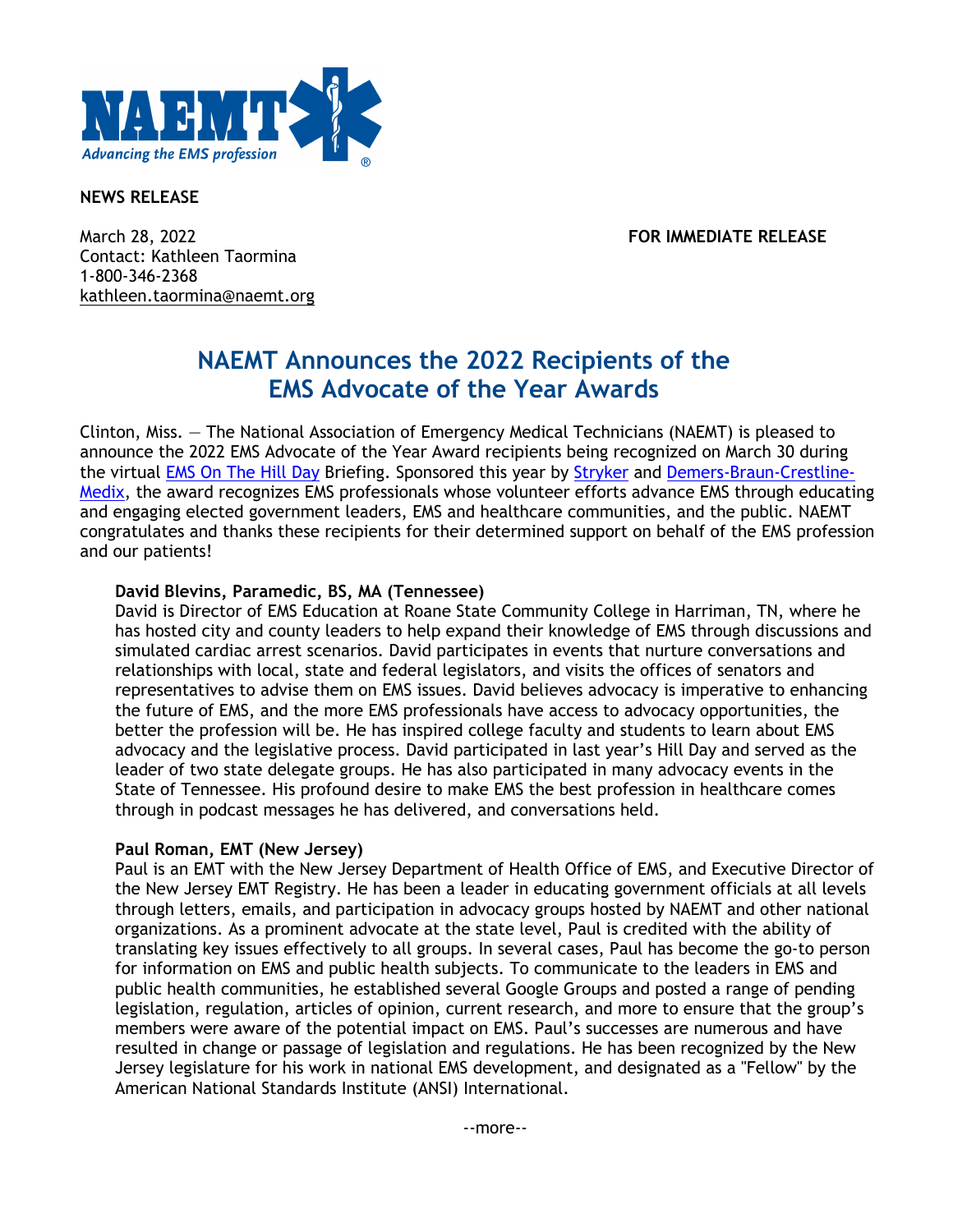NAEMT
*Advancing the EMS profession*

**NEWS RELEASE**

March 28, 2022 **FOR IMMEDIATE RELEASE**
Contact: Kathleen Taormina
1-800-346-2368
kathleen.taormina@naemt.org

# NAEMT Announces the 2022 Recipients of the EMS Advocate of the Year Awards

Clinton, Miss. — The National Association of Emergency Medical Technicians (NAEMT) is pleased to announce the 2022 EMS Advocate of the Year Award recipients being recognized on March 30 during the virtual EMS On The Hill Day Briefing. Sponsored this year by Stryker and Demers-Braun-Crestline-Medix, the award recognizes EMS professionals whose volunteer efforts advance EMS through educating and engaging elected government leaders, EMS and healthcare communities, and the public. NAEMT congratulates and thanks these recipients for their determined support on behalf of the EMS profession and our patients!

**David Blevins, Paramedic, BS, MA (Tennessee)**
David is Director of EMS Education at Roane State Community College in Harriman, TN, where he has hosted city and county leaders to help expand their knowledge of EMS through discussions and simulated cardiac arrest scenarios. David participates in events that nurture conversations and relationships with local, state and federal legislators, and visits the offices of senators and representatives to advise them on EMS issues. David believes advocacy is imperative to enhancing the future of EMS, and the more EMS professionals have access to advocacy opportunities, the better the profession will be. He has inspired college faculty and students to learn about EMS advocacy and the legislative process. David participated in last year's Hill Day and served as the leader of two state delegate groups. He has also participated in many advocacy events in the State of Tennessee. His profound desire to make EMS the best profession in healthcare comes through in podcast messages he has delivered, and conversations held.

**Paul Roman, EMT (New Jersey)**
Paul is an EMT with the New Jersey Department of Health Office of EMS, and Executive Director of the New Jersey EMT Registry. He has been a leader in educating government officials at all levels through letters, emails, and participation in advocacy groups hosted by NAEMT and other national organizations. As a prominent advocate at the state level, Paul is credited with the ability of translating key issues effectively to all groups. In several cases, Paul has become the go-to person for information on EMS and public health subjects. To communicate to the leaders in EMS and public health communities, he established several Google Groups and posted a range of pending legislation, regulation, articles of opinion, current research, and more to ensure that the group's members were aware of the potential impact on EMS. Paul's successes are numerous and have resulted in change or passage of legislation and regulations. He has been recognized by the New Jersey legislature for his work in national EMS development, and designated as a "Fellow" by the American National Standards Institute (ANSI) International.

--more--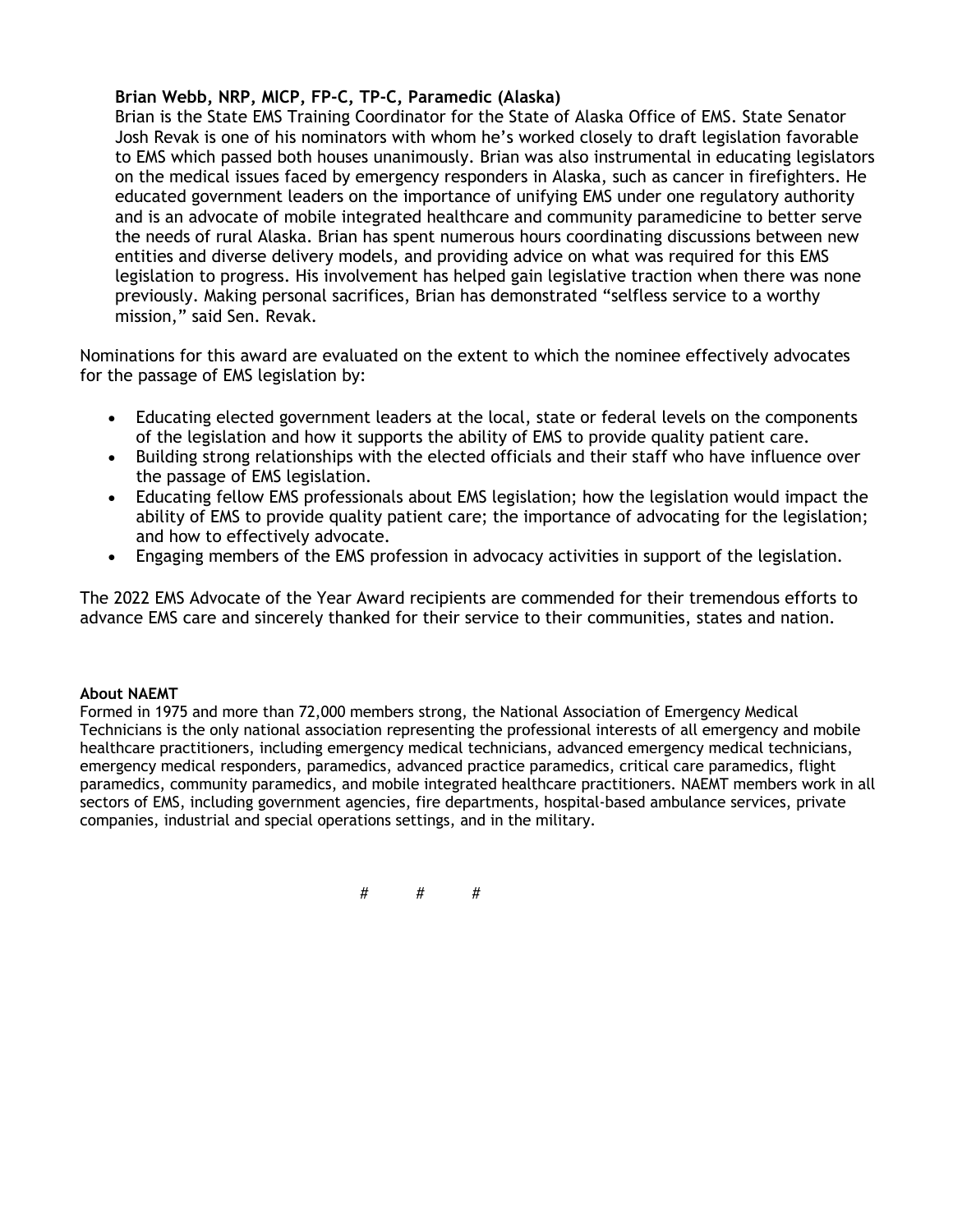**Brian Webb, NRP, MICP, FP-C, TP-C, Paramedic (Alaska)**

Brian is the State EMS Training Coordinator for the State of Alaska Office of EMS. State Senator Josh Revak is one of his nominators with whom he's worked closely to draft legislation favorable to EMS which passed both houses unanimously. Brian was also instrumental in educating legislators on the medical issues faced by emergency responders in Alaska, such as cancer in firefighters. He educated government leaders on the importance of unifying EMS under one regulatory authority and is an advocate of mobile integrated healthcare and community paramedicine to better serve the needs of rural Alaska. Brian has spent numerous hours coordinating discussions between new entities and diverse delivery models, and providing advice on what was required for this EMS legislation to progress. His involvement has helped gain legislative traction when there was none previously. Making personal sacrifices, Brian has demonstrated "selfless service to a worthy mission," said Sen. Revak.

Nominations for this award are evaluated on the extent to which the nominee effectively advocates for the passage of EMS legislation by:

- Educating elected government leaders at the local, state or federal levels on the components of the legislation and how it supports the ability of EMS to provide quality patient care.
- Building strong relationships with the elected officials and their staff who have influence over the passage of EMS legislation.
- Educating fellow EMS professionals about EMS legislation; how the legislation would impact the ability of EMS to provide quality patient care; the importance of advocating for the legislation; and how to effectively advocate.
- Engaging members of the EMS profession in advocacy activities in support of the legislation.

The 2022 EMS Advocate of the Year Award recipients are commended for their tremendous efforts to advance EMS care and sincerely thanked for their service to their communities, states and nation.

**About NAEMT**

Formed in 1975 and more than 72,000 members strong, the National Association of Emergency Medical Technicians is the only national association representing the professional interests of all emergency and mobile healthcare practitioners, including emergency medical technicians, advanced emergency medical technicians, emergency medical responders, paramedics, advanced practice paramedics, critical care paramedics, flight paramedics, community paramedics, and mobile integrated healthcare practitioners. NAEMT members work in all sectors of EMS, including government agencies, fire departments, hospital-based ambulance services, private companies, industrial and special operations settings, and in the military.

# # #